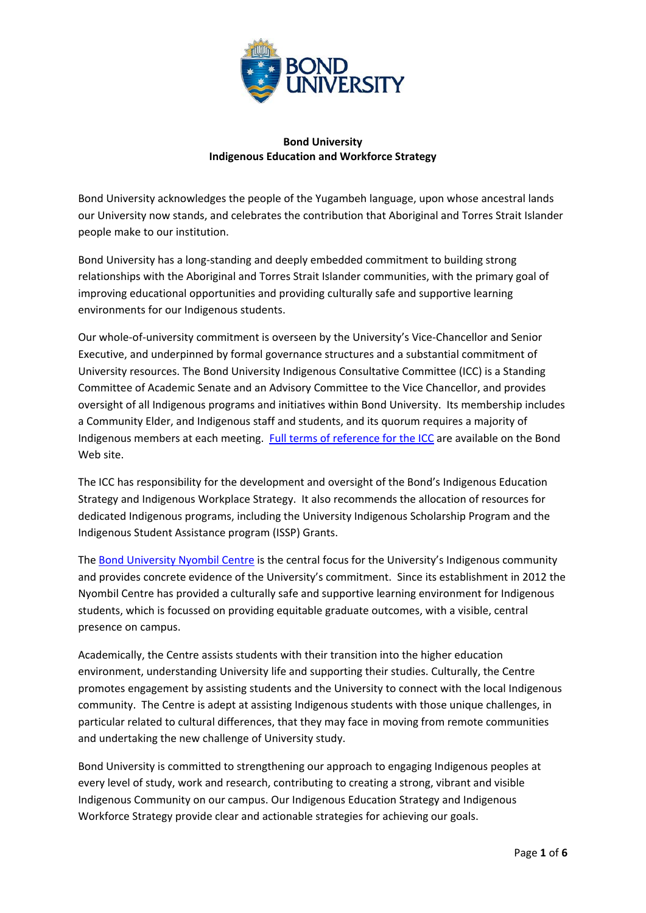**Bond University**
**Indigenous Education and Workforce Strategy**

Bond University acknowledges the people of the Yugambeh language, upon whose ancestral lands our University now stands, and celebrates the contribution that Aboriginal and Torres Strait Islander people make to our institution.

Bond University has a long-standing and deeply embedded commitment to building strong relationships with the Aboriginal and Torres Strait Islander communities, with the primary goal of improving educational opportunities and providing culturally safe and supportive learning environments for our Indigenous students.

Our whole-of-university commitment is overseen by the University's Vice-Chancellor and Senior Executive, and underpinned by formal governance structures and a substantial commitment of University resources. The Bond University Indigenous Consultative Committee (ICC) is a Standing Committee of Academic Senate and an Advisory Committee to the Vice Chancellor, and provides oversight of all Indigenous programs and initiatives within Bond University. Its membership includes a Community Elder, and Indigenous staff and students, and its quorum requires a majority of Indigenous members at each meeting. Full terms of reference for the ICC are available on the Bond Web site.

The ICC has responsibility for the development and oversight of the Bond's Indigenous Education Strategy and Indigenous Workplace Strategy. It also recommends the allocation of resources for dedicated Indigenous programs, including the University Indigenous Scholarship Program and the Indigenous Student Assistance program (ISSP) Grants.

The Bond University Nyombil Centre is the central focus for the University's Indigenous community and provides concrete evidence of the University's commitment. Since its establishment in 2012 the Nyombil Centre has provided a culturally safe and supportive learning environment for Indigenous students, which is focussed on providing equitable graduate outcomes, with a visible, central presence on campus.

Academically, the Centre assists students with their transition into the higher education environment, understanding University life and supporting their studies. Culturally, the Centre promotes engagement by assisting students and the University to connect with the local Indigenous community. The Centre is adept at assisting Indigenous students with those unique challenges, in particular related to cultural differences, that they may face in moving from remote communities and undertaking the new challenge of University study.

Bond University is committed to strengthening our approach to engaging Indigenous peoples at every level of study, work and research, contributing to creating a strong, vibrant and visible Indigenous Community on our campus. Our Indigenous Education Strategy and Indigenous Workforce Strategy provide clear and actionable strategies for achieving our goals.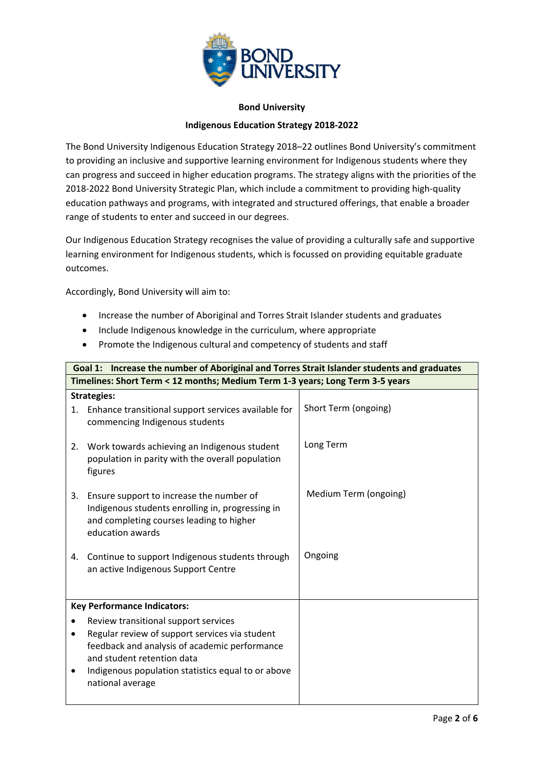**Bond University**

**Indigenous Education Strategy 2018-2022**

The Bond University Indigenous Education Strategy 2018–22 outlines Bond University's commitment to providing an inclusive and supportive learning environment for Indigenous students where they can progress and succeed in higher education programs. The strategy aligns with the priorities of the 2018-2022 Bond University Strategic Plan, which include a commitment to providing high-quality education pathways and programs, with integrated and structured offerings, that enable a broader range of students to enter and succeed in our degrees.

Our Indigenous Education Strategy recognises the value of providing a culturally safe and supportive learning environment for Indigenous students, which is focussed on providing equitable graduate outcomes.

Accordingly, Bond University will aim to:

- Increase the number of Aboriginal and Torres Strait Islander students and graduates
- Include Indigenous knowledge in the curriculum, where appropriate
- Promote the Indigenous cultural and competency of students and staff

| **Goal 1: Increase the number of Aboriginal and Torres Strait Islander students and graduates** | |
|---|---|
| **Timelines: Short Term < 12 months; Medium Term 1-3 years; Long Term 3-5 years** | |
| **Strategies:** | |
| 1. Enhance transitional support services available for commencing Indigenous students | Short Term (ongoing) |
| 2. Work towards achieving an Indigenous student population in parity with the overall population figures | Long Term |
| 3. Ensure support to increase the number of Indigenous students enrolling in, progressing in and completing courses leading to higher education awards | Medium Term (ongoing) |
| 4. Continue to support Indigenous students through an active Indigenous Support Centre | Ongoing |
| **Key Performance Indicators:**<br>• Review transitional support services<br>• Regular review of support services via student feedback and analysis of academic performance and student retention data<br>• Indigenous population statistics equal to or above national average | |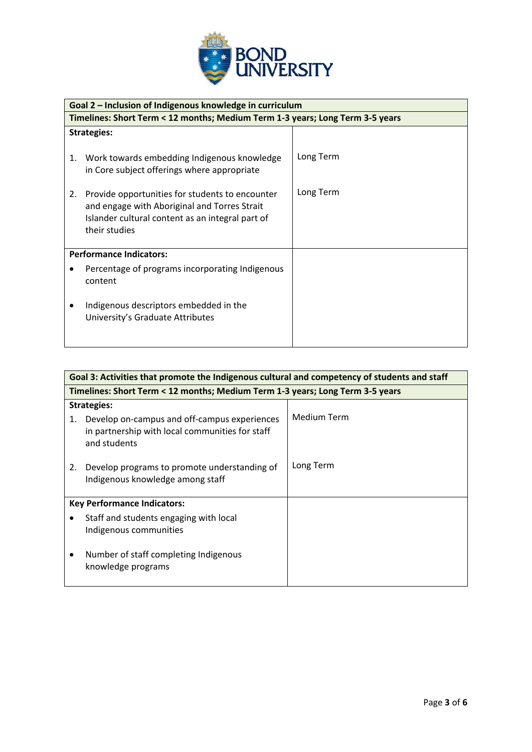| Goal 2 – Inclusion of Indigenous knowledge in curriculum | |
|---|---|
| **Timelines: Short Term < 12 months; Medium Term 1-3 years; Long Term 3-5 years** | |
| **Strategies:** | |
| 1. Work towards embedding Indigenous knowledge in Core subject offerings where appropriate | Long Term |
| 2. Provide opportunities for students to encounter and engage with Aboriginal and Torres Strait Islander cultural content as an integral part of their studies | Long Term |
| **Performance Indicators:** | |
| • Percentage of programs incorporating Indigenous content | |
| • Indigenous descriptors embedded in the University's Graduate Attributes | |

| Goal 3: Activities that promote the Indigenous cultural and competency of students and staff | |
|---|---|
| **Timelines: Short Term < 12 months; Medium Term 1-3 years; Long Term 3-5 years** | |
| **Strategies:** | |
| 1. Develop on-campus and off-campus experiences in partnership with local communities for staff and students | Medium Term |
| 2. Develop programs to promote understanding of Indigenous knowledge among staff | Long Term |
| **Key Performance Indicators:** | |
| • Staff and students engaging with local Indigenous communities | |
| • Number of staff completing Indigenous knowledge programs | |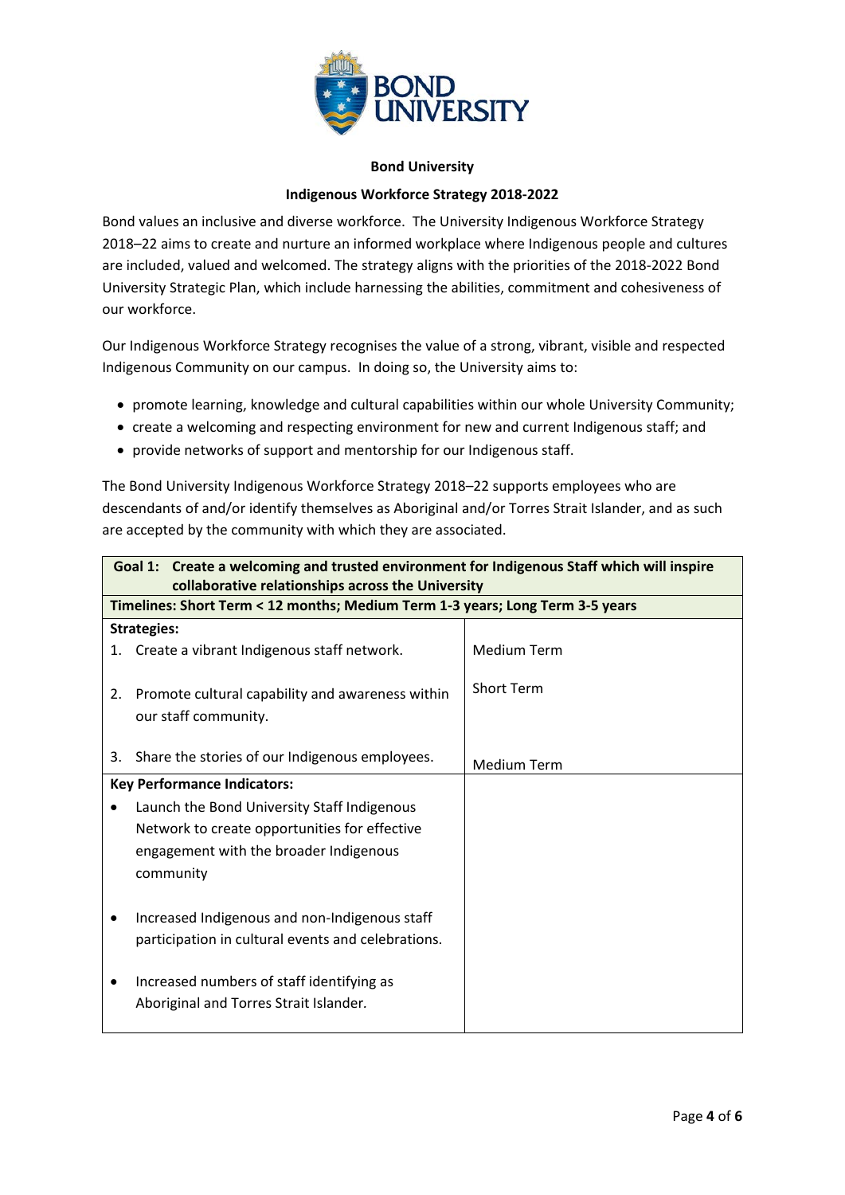**Bond University**

**Indigenous Workforce Strategy 2018-2022**

Bond values an inclusive and diverse workforce. The University Indigenous Workforce Strategy 2018–22 aims to create and nurture an informed workplace where Indigenous people and cultures are included, valued and welcomed. The strategy aligns with the priorities of the 2018-2022 Bond University Strategic Plan, which include harnessing the abilities, commitment and cohesiveness of our workforce.

Our Indigenous Workforce Strategy recognises the value of a strong, vibrant, visible and respected Indigenous Community on our campus. In doing so, the University aims to:

- promote learning, knowledge and cultural capabilities within our whole University Community;
- create a welcoming and respecting environment for new and current Indigenous staff; and
- provide networks of support and mentorship for our Indigenous staff.

The Bond University Indigenous Workforce Strategy 2018–22 supports employees who are descendants of and/or identify themselves as Aboriginal and/or Torres Strait Islander, and as such are accepted by the community with which they are associated.

| **Goal 1: Create a welcoming and trusted environment for Indigenous Staff which will inspire collaborative relationships across the University** | |
|---|---|
| **Timelines: Short Term < 12 months; Medium Term 1-3 years; Long Term 3-5 years** | |
| **Strategies:** | |
| 1. Create a vibrant Indigenous staff network. | Medium Term |
| 2. Promote cultural capability and awareness within our staff community. | Short Term |
| 3. Share the stories of our Indigenous employees. | Medium Term |
| **Key Performance Indicators:** | |
| • Launch the Bond University Staff Indigenous Network to create opportunities for effective engagement with the broader Indigenous community | |
| • Increased Indigenous and non-Indigenous staff participation in cultural events and celebrations. | |
| • Increased numbers of staff identifying as Aboriginal and Torres Strait Islander. | |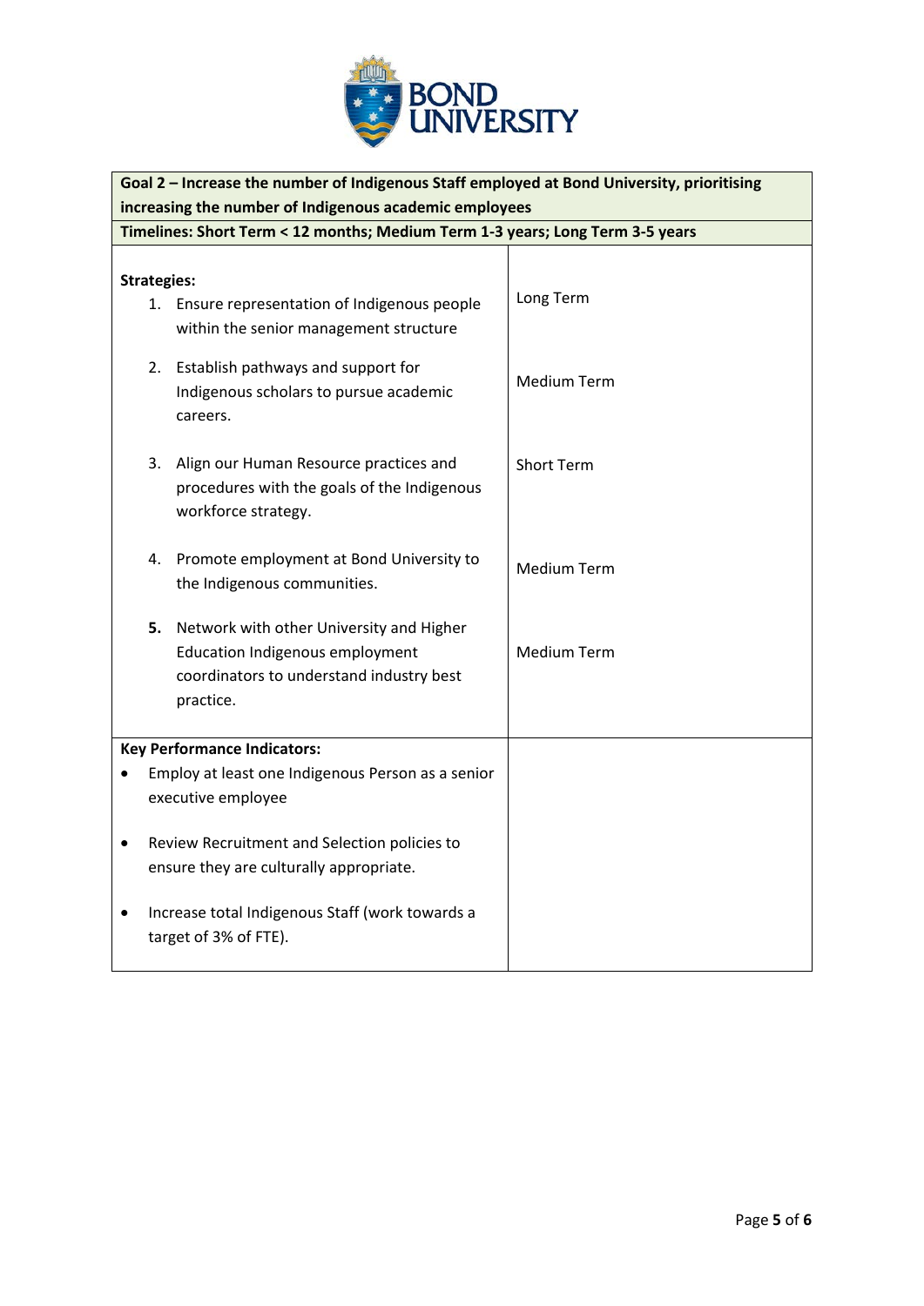| **Goal 2 – Increase the number of Indigenous Staff employed at Bond University, prioritising increasing the number of Indigenous academic employees** | |
|---|---|
| **Timelines: Short Term < 12 months; Medium Term 1-3 years; Long Term 3-5 years** | |
| **Strategies:** | |
| 1. Ensure representation of Indigenous people within the senior management structure | Long Term |
| 2. Establish pathways and support for Indigenous scholars to pursue academic careers. | Medium Term |
| 3. Align our Human Resource practices and procedures with the goals of the Indigenous workforce strategy. | Short Term |
| 4. Promote employment at Bond University to the Indigenous communities. | Medium Term |
| **5.** Network with other University and Higher Education Indigenous employment coordinators to understand industry best practice. | Medium Term |
| **Key Performance Indicators:** | |
| • Employ at least one Indigenous Person as a senior executive employee | |
| • Review Recruitment and Selection policies to ensure they are culturally appropriate. | |
| • Increase total Indigenous Staff (work towards a target of 3% of FTE). | |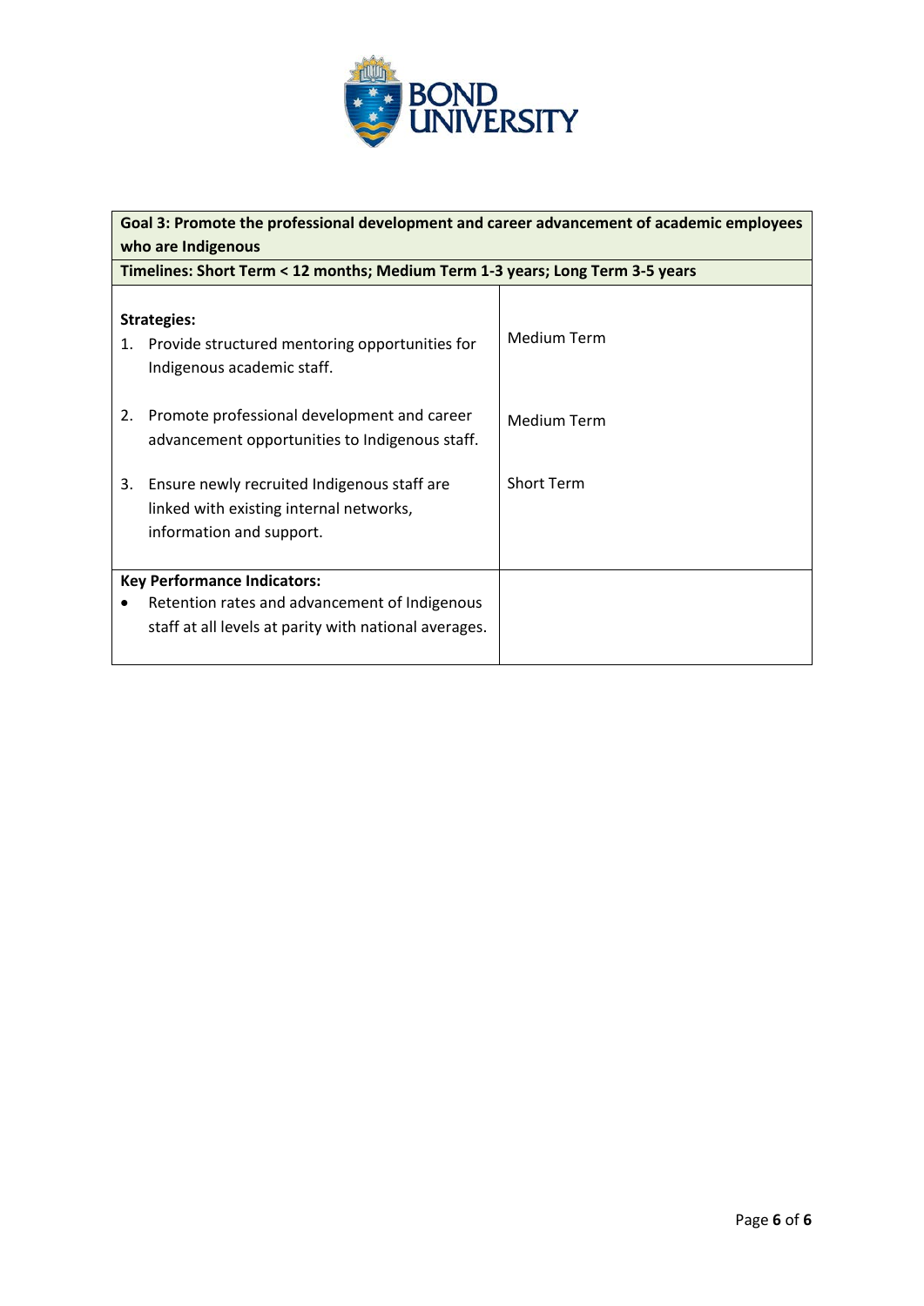| Goal 3: Promote the professional development and career advancement of academic employees who are Indigenous | |
|---|---|
| **Timelines: Short Term < 12 months; Medium Term 1-3 years; Long Term 3-5 years** | |
| **Strategies:** | |
| 1. Provide structured mentoring opportunities for Indigenous academic staff. | Medium Term |
| 2. Promote professional development and career advancement opportunities to Indigenous staff. | Medium Term |
| 3. Ensure newly recruited Indigenous staff are linked with existing internal networks, information and support. | Short Term |
| **Key Performance Indicators:** <br>• Retention rates and advancement of Indigenous staff at all levels at parity with national averages. | |